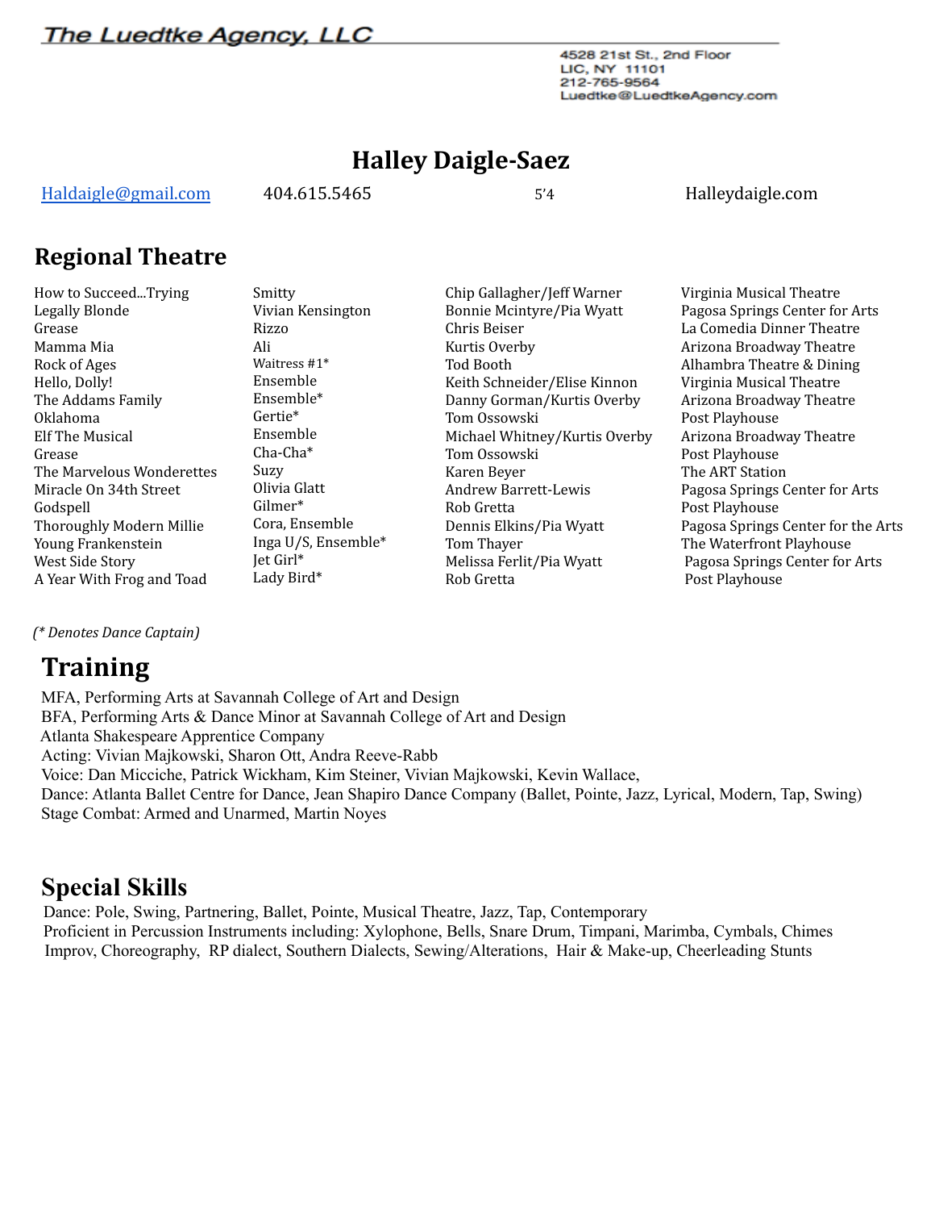The Luedtke Agency, LLC

4528 21st St., 2nd Floor
LIC, NY 11101
212-765-9564
Luedtke@LuedtkeAgency.com

# Halley Daigle-Saez

Haldaigle@gmail.com | 404.615.5465 | 5'4 | Halleydaigle.com

## Regional Theatre

| | | | |
|---|---|---|---|
| How to Succeed...Trying | Smitty | Chip Gallagher/Jeff Warner | Virginia Musical Theatre |
| Legally Blonde | Vivian Kensington | Bonnie Mcintyre/Pia Wyatt | Pagosa Springs Center for Arts |
| Grease | Rizzo | Chris Beiser | La Comedia Dinner Theatre |
| Mamma Mia | Ali | Kurtis Overby | Arizona Broadway Theatre |
| Rock of Ages | Waitress #1* | Tod Booth | Alhambra Theatre & Dining |
| Hello, Dolly! | Ensemble | Keith Schneider/Elise Kinnon | Virginia Musical Theatre |
| The Addams Family | Ensemble* | Danny Gorman/Kurtis Overby | Arizona Broadway Theatre |
| Oklahoma | Gertie* | Tom Ossowski | Post Playhouse |
| Elf The Musical | Ensemble | Michael Whitney/Kurtis Overby | Arizona Broadway Theatre |
| Grease | Cha-Cha* | Tom Ossowski | Post Playhouse |
| The Marvelous Wonderettes | Suzy | Karen Beyer | The ART Station |
| Miracle On 34th Street | Olivia Glatt | Andrew Barrett-Lewis | Pagosa Springs Center for Arts |
| Godspell | Gilmer* | Rob Gretta | Post Playhouse |
| Thoroughly Modern Millie | Cora, Ensemble | Dennis Elkins/Pia Wyatt | Pagosa Springs Center for the Arts |
| Young Frankenstein | Inga U/S, Ensemble* | Tom Thayer | The Waterfront Playhouse |
| West Side Story | Jet Girl* | Melissa Ferlit/Pia Wyatt | Pagosa Springs Center for Arts |
| A Year With Frog and Toad | Lady Bird* | Rob Gretta | Post Playhouse |

*(* Denotes Dance Captain)*

## Training

MFA, Performing Arts at Savannah College of Art and Design
BFA, Performing Arts & Dance Minor at Savannah College of Art and Design
Atlanta Shakespeare Apprentice Company
Acting: Vivian Majkowski, Sharon Ott, Andra Reeve-Rabb
Voice: Dan Micciche, Patrick Wickham, Kim Steiner, Vivian Majkowski, Kevin Wallace,
Dance: Atlanta Ballet Centre for Dance, Jean Shapiro Dance Company (Ballet, Pointe, Jazz, Lyrical, Modern, Tap, Swing)
Stage Combat: Armed and Unarmed, Martin Noyes

## Special Skills

Dance: Pole, Swing, Partnering, Ballet, Pointe, Musical Theatre, Jazz, Tap, Contemporary
Proficient in Percussion Instruments including: Xylophone, Bells, Snare Drum, Timpani, Marimba, Cymbals, Chimes
Improv, Choreography, RP dialect, Southern Dialects, Sewing/Alterations, Hair & Make-up, Cheerleading Stunts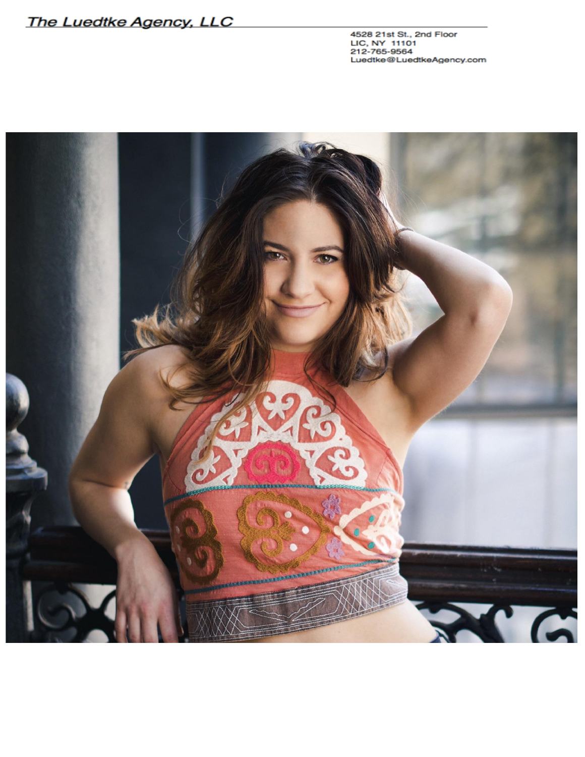The Luedtke Agency, LLC

4528 21st St., 2nd Floor
LIC, NY 11101
212-765-9564
Luedtke@LuedtkeAgency.com